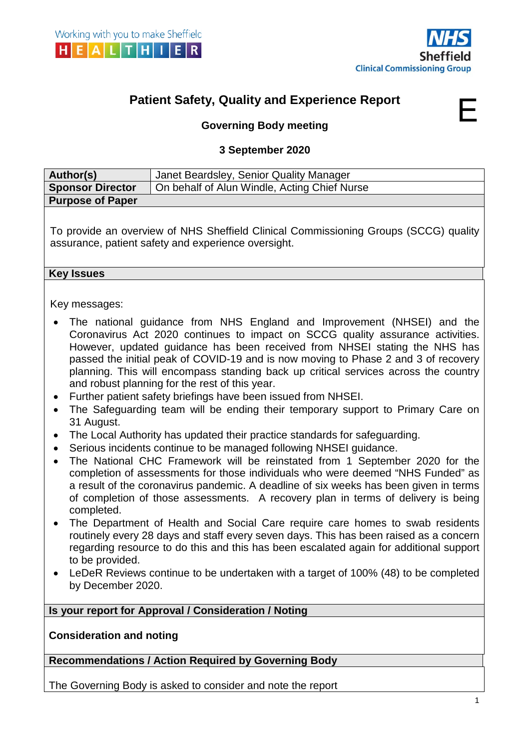Working with you to make Sheffield HEALTHIER

NHS Sheffield Clinical Commissioning Group

# Patient Safety, Quality and Experience Report

E

## Governing Body meeting

### 3 September 2020

| **Author(s)** | Janet Beardsley, Senior Quality Manager |
|---|---|
| **Sponsor Director** | On behalf of Alun Windle, Acting Chief Nurse |

**Purpose of Paper**

To provide an overview of NHS Sheffield Clinical Commissioning Groups (SCCG) quality assurance, patient safety and experience oversight.

**Key Issues**

Key messages:

- The national guidance from NHS England and Improvement (NHSEI) and the Coronavirus Act 2020 continues to impact on SCCG quality assurance activities. However, updated guidance has been received from NHSEI stating the NHS has passed the initial peak of COVID-19 and is now moving to Phase 2 and 3 of recovery planning. This will encompass standing back up critical services across the country and robust planning for the rest of this year.
- Further patient safety briefings have been issued from NHSEI.
- The Safeguarding team will be ending their temporary support to Primary Care on 31 August.
- The Local Authority has updated their practice standards for safeguarding.
- Serious incidents continue to be managed following NHSEI guidance.
- The National CHC Framework will be reinstated from 1 September 2020 for the completion of assessments for those individuals who were deemed "NHS Funded" as a result of the coronavirus pandemic. A deadline of six weeks has been given in terms of completion of those assessments. A recovery plan in terms of delivery is being completed.
- The Department of Health and Social Care require care homes to swab residents routinely every 28 days and staff every seven days. This has been raised as a concern regarding resource to do this and this has been escalated again for additional support to be provided.
- LeDeR Reviews continue to be undertaken with a target of 100% (48) to be completed by December 2020.

**Is your report for Approval / Consideration / Noting**

**Consideration and noting**

**Recommendations / Action Required by Governing Body**

The Governing Body is asked to consider and note the report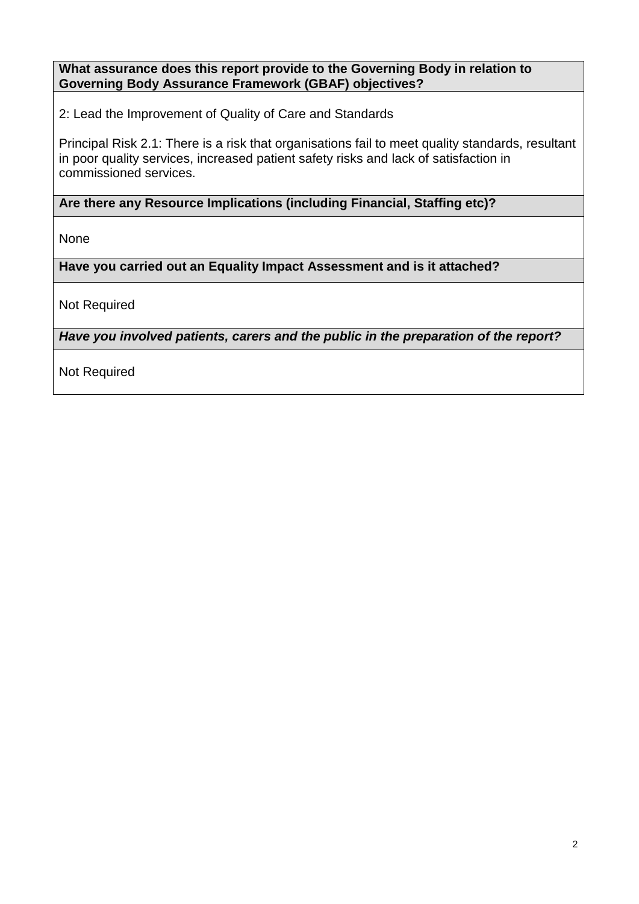| **What assurance does this report provide to the Governing Body in relation to Governing Body Assurance Framework (GBAF) objectives?** |
| --- |
| 2: Lead the Improvement of Quality of Care and Standards<br><br>Principal Risk 2.1: There is a risk that organisations fail to meet quality standards, resultant in poor quality services, increased patient safety risks and lack of satisfaction in commissioned services. |
| **Are there any Resource Implications (including Financial, Staffing etc)?** |
| None |
| **Have you carried out an Equality Impact Assessment and is it attached?** |
| Not Required |
| ***Have you involved patients, carers and the public in the preparation of the report?*** |
| Not Required |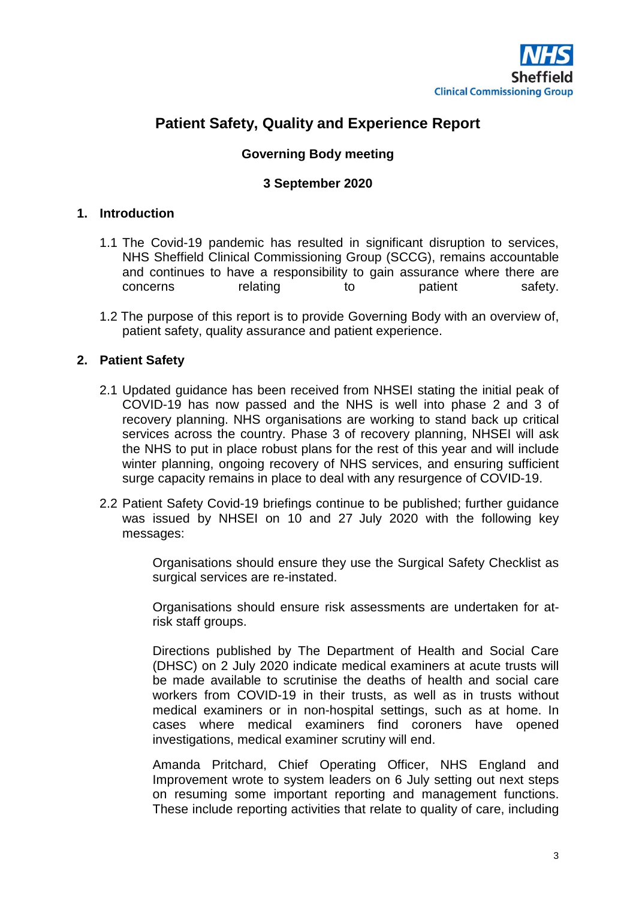**NHS Sheffield Clinical Commissioning Group**

# Patient Safety, Quality and Experience Report

**Governing Body meeting**

**3 September 2020**

## 1. Introduction

1.1 The Covid-19 pandemic has resulted in significant disruption to services, NHS Sheffield Clinical Commissioning Group (SCCG), remains accountable and continues to have a responsibility to gain assurance where there are concerns relating to patient safety.

1.2 The purpose of this report is to provide Governing Body with an overview of, patient safety, quality assurance and patient experience.

## 2. Patient Safety

2.1 Updated guidance has been received from NHSEI stating the initial peak of COVID-19 has now passed and the NHS is well into phase 2 and 3 of recovery planning. NHS organisations are working to stand back up critical services across the country. Phase 3 of recovery planning, NHSEI will ask the NHS to put in place robust plans for the rest of this year and will include winter planning, ongoing recovery of NHS services, and ensuring sufficient surge capacity remains in place to deal with any resurgence of COVID-19.

2.2 Patient Safety Covid-19 briefings continue to be published; further guidance was issued by NHSEI on 10 and 27 July 2020 with the following key messages:

Organisations should ensure they use the Surgical Safety Checklist as surgical services are re-instated.

Organisations should ensure risk assessments are undertaken for at-risk staff groups.

Directions published by The Department of Health and Social Care (DHSC) on 2 July 2020 indicate medical examiners at acute trusts will be made available to scrutinise the deaths of health and social care workers from COVID-19 in their trusts, as well as in trusts without medical examiners or in non-hospital settings, such as at home. In cases where medical examiners find coroners have opened investigations, medical examiner scrutiny will end.

Amanda Pritchard, Chief Operating Officer, NHS England and Improvement wrote to system leaders on 6 July setting out next steps on resuming some important reporting and management functions. These include reporting activities that relate to quality of care, including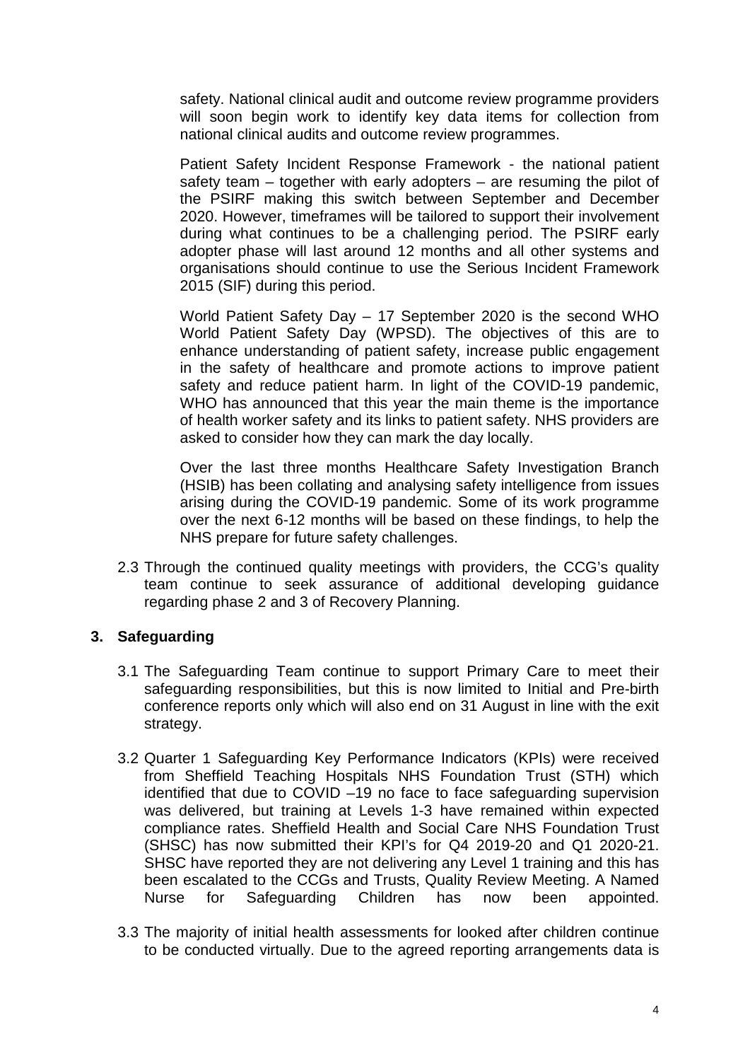safety. National clinical audit and outcome review programme providers will soon begin work to identify key data items for collection from national clinical audits and outcome review programmes.

Patient Safety Incident Response Framework - the national patient safety team – together with early adopters – are resuming the pilot of the PSIRF making this switch between September and December 2020. However, timeframes will be tailored to support their involvement during what continues to be a challenging period. The PSIRF early adopter phase will last around 12 months and all other systems and organisations should continue to use the Serious Incident Framework 2015 (SIF) during this period.

World Patient Safety Day – 17 September 2020 is the second WHO World Patient Safety Day (WPSD). The objectives of this are to enhance understanding of patient safety, increase public engagement in the safety of healthcare and promote actions to improve patient safety and reduce patient harm. In light of the COVID-19 pandemic, WHO has announced that this year the main theme is the importance of health worker safety and its links to patient safety. NHS providers are asked to consider how they can mark the day locally.

Over the last three months Healthcare Safety Investigation Branch (HSIB) has been collating and analysing safety intelligence from issues arising during the COVID-19 pandemic. Some of its work programme over the next 6-12 months will be based on these findings, to help the NHS prepare for future safety challenges.

2.3 Through the continued quality meetings with providers, the CCG's quality team continue to seek assurance of additional developing guidance regarding phase 2 and 3 of Recovery Planning.

## 3. Safeguarding

3.1 The Safeguarding Team continue to support Primary Care to meet their safeguarding responsibilities, but this is now limited to Initial and Pre-birth conference reports only which will also end on 31 August in line with the exit strategy.

3.2 Quarter 1 Safeguarding Key Performance Indicators (KPIs) were received from Sheffield Teaching Hospitals NHS Foundation Trust (STH) which identified that due to COVID –19 no face to face safeguarding supervision was delivered, but training at Levels 1-3 have remained within expected compliance rates. Sheffield Health and Social Care NHS Foundation Trust (SHSC) has now submitted their KPI's for Q4 2019-20 and Q1 2020-21. SHSC have reported they are not delivering any Level 1 training and this has been escalated to the CCGs and Trusts, Quality Review Meeting. A Named Nurse for Safeguarding Children has now been appointed.

3.3 The majority of initial health assessments for looked after children continue to be conducted virtually. Due to the agreed reporting arrangements data is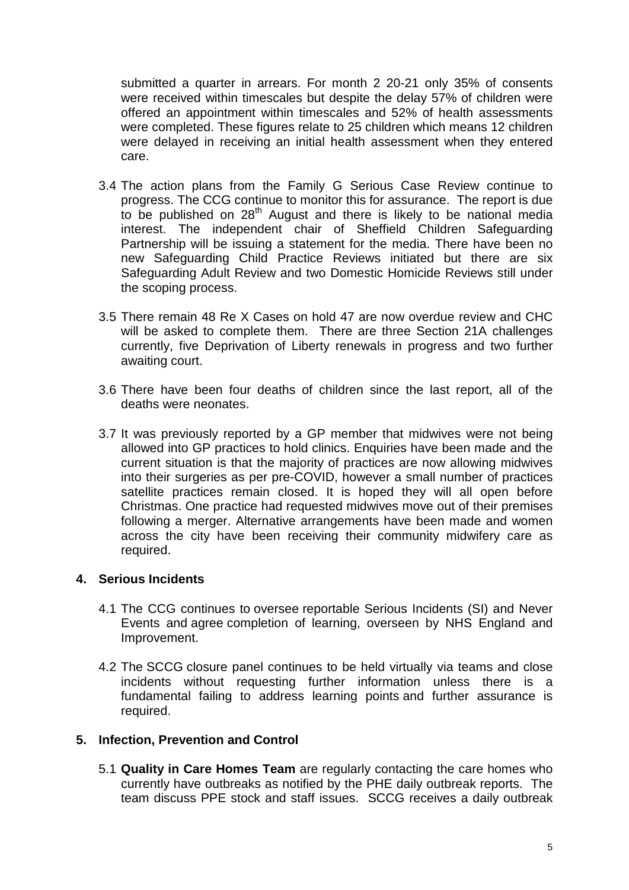submitted a quarter in arrears. For month 2 20-21 only 35% of consents were received within timescales but despite the delay 57% of children were offered an appointment within timescales and 52% of health assessments were completed. These figures relate to 25 children which means 12 children were delayed in receiving an initial health assessment when they entered care.

3.4 The action plans from the Family G Serious Case Review continue to progress. The CCG continue to monitor this for assurance. The report is due to be published on 28th August and there is likely to be national media interest. The independent chair of Sheffield Children Safeguarding Partnership will be issuing a statement for the media. There have been no new Safeguarding Child Practice Reviews initiated but there are six Safeguarding Adult Review and two Domestic Homicide Reviews still under the scoping process.

3.5 There remain 48 Re X Cases on hold 47 are now overdue review and CHC will be asked to complete them. There are three Section 21A challenges currently, five Deprivation of Liberty renewals in progress and two further awaiting court.

3.6 There have been four deaths of children since the last report, all of the deaths were neonates.

3.7 It was previously reported by a GP member that midwives were not being allowed into GP practices to hold clinics. Enquiries have been made and the current situation is that the majority of practices are now allowing midwives into their surgeries as per pre-COVID, however a small number of practices satellite practices remain closed. It is hoped they will all open before Christmas. One practice had requested midwives move out of their premises following a merger. Alternative arrangements have been made and women across the city have been receiving their community midwifery care as required.

## 4. Serious Incidents

4.1 The CCG continues to oversee reportable Serious Incidents (SI) and Never Events and agree completion of learning, overseen by NHS England and Improvement.

4.2 The SCCG closure panel continues to be held virtually via teams and close incidents without requesting further information unless there is a fundamental failing to address learning points and further assurance is required.

## 5. Infection, Prevention and Control

5.1 **Quality in Care Homes Team** are regularly contacting the care homes who currently have outbreaks as notified by the PHE daily outbreak reports. The team discuss PPE stock and staff issues. SCCG receives a daily outbreak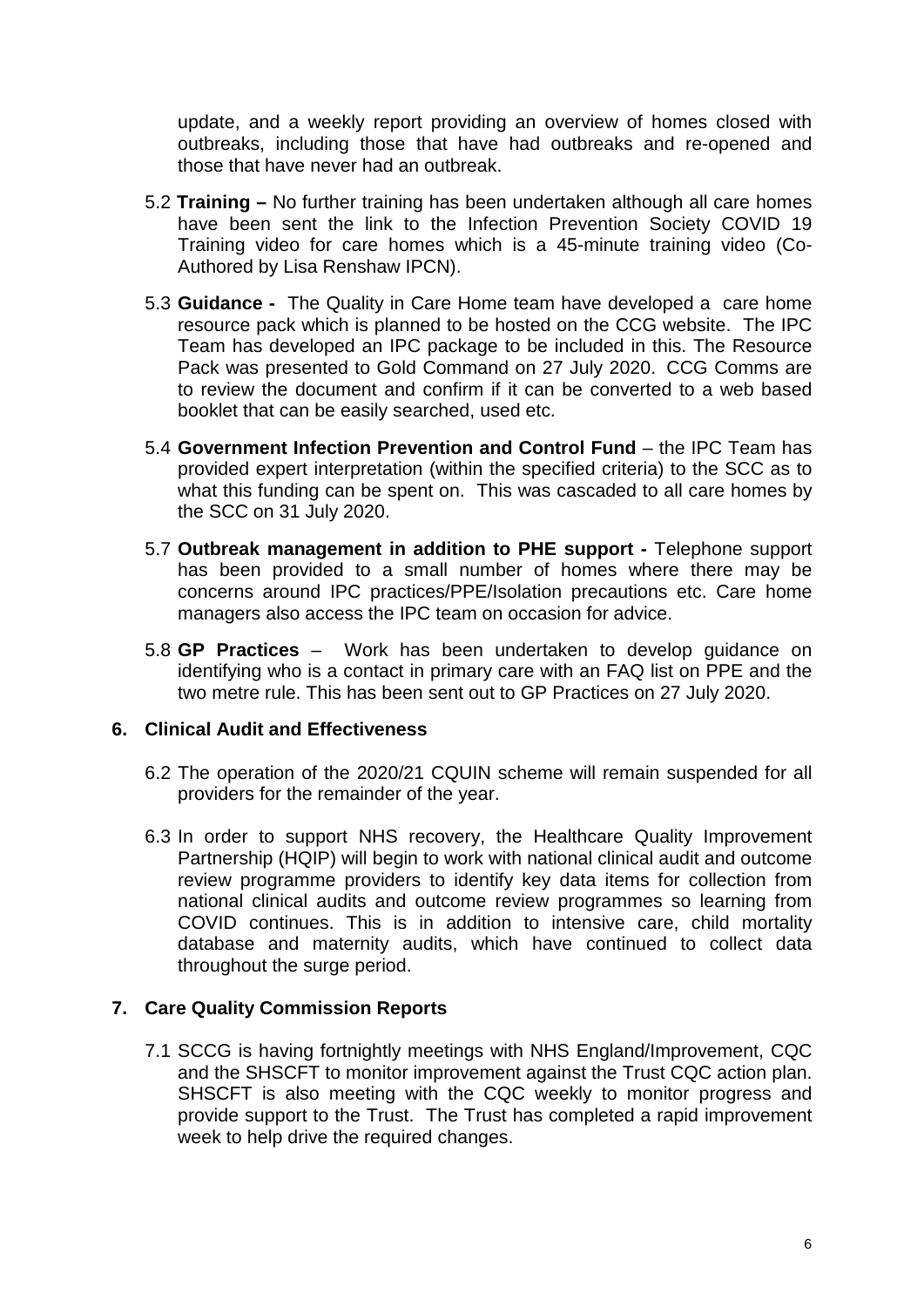update, and a weekly report providing an overview of homes closed with outbreaks, including those that have had outbreaks and re-opened and those that have never had an outbreak.

5.2 **Training –** No further training has been undertaken although all care homes have been sent the link to the Infection Prevention Society COVID 19 Training video for care homes which is a 45-minute training video (Co-Authored by Lisa Renshaw IPCN).

5.3 **Guidance -** The Quality in Care Home team have developed a care home resource pack which is planned to be hosted on the CCG website. The IPC Team has developed an IPC package to be included in this. The Resource Pack was presented to Gold Command on 27 July 2020. CCG Comms are to review the document and confirm if it can be converted to a web based booklet that can be easily searched, used etc.

5.4 **Government Infection Prevention and Control Fund** – the IPC Team has provided expert interpretation (within the specified criteria) to the SCC as to what this funding can be spent on. This was cascaded to all care homes by the SCC on 31 July 2020.

5.7 **Outbreak management in addition to PHE support -** Telephone support has been provided to a small number of homes where there may be concerns around IPC practices/PPE/Isolation precautions etc. Care home managers also access the IPC team on occasion for advice.

5.8 **GP Practices** – Work has been undertaken to develop guidance on identifying who is a contact in primary care with an FAQ list on PPE and the two metre rule. This has been sent out to GP Practices on 27 July 2020.

## 6. Clinical Audit and Effectiveness

6.2 The operation of the 2020/21 CQUIN scheme will remain suspended for all providers for the remainder of the year.

6.3 In order to support NHS recovery, the Healthcare Quality Improvement Partnership (HQIP) will begin to work with national clinical audit and outcome review programme providers to identify key data items for collection from national clinical audits and outcome review programmes so learning from COVID continues. This is in addition to intensive care, child mortality database and maternity audits, which have continued to collect data throughout the surge period.

## 7. Care Quality Commission Reports

7.1 SCCG is having fortnightly meetings with NHS England/Improvement, CQC and the SHSCFT to monitor improvement against the Trust CQC action plan. SHSCFT is also meeting with the CQC weekly to monitor progress and provide support to the Trust. The Trust has completed a rapid improvement week to help drive the required changes.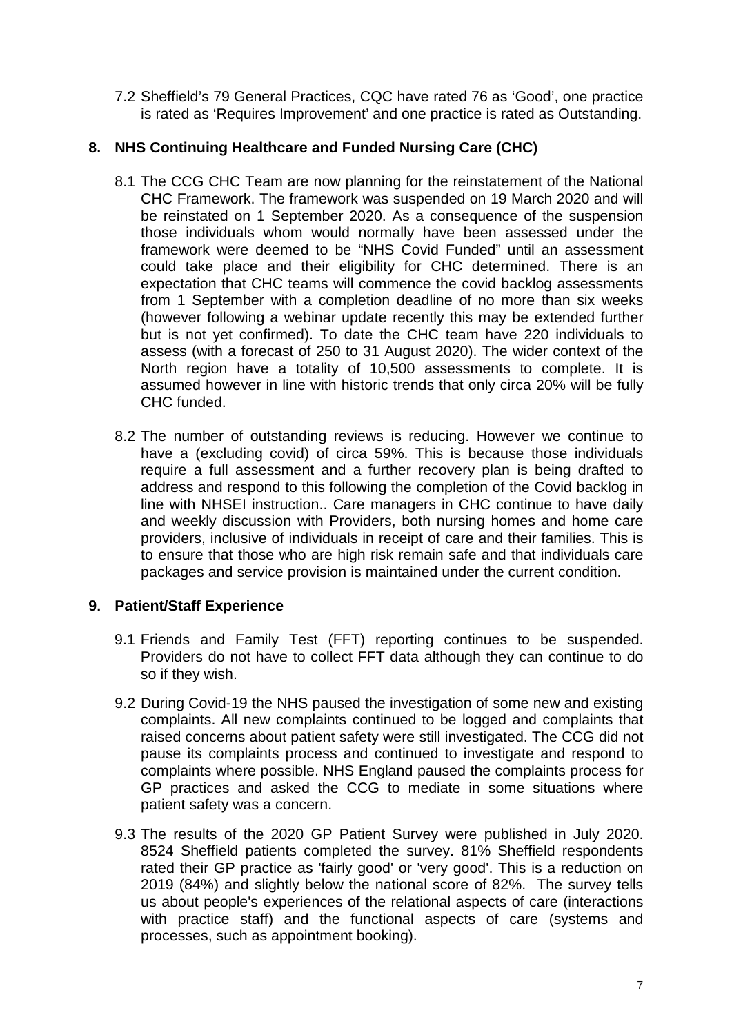7.2 Sheffield's 79 General Practices, CQC have rated 76 as 'Good', one practice is rated as 'Requires Improvement' and one practice is rated as Outstanding.

## 8. NHS Continuing Healthcare and Funded Nursing Care (CHC)

8.1 The CCG CHC Team are now planning for the reinstatement of the National CHC Framework. The framework was suspended on 19 March 2020 and will be reinstated on 1 September 2020. As a consequence of the suspension those individuals whom would normally have been assessed under the framework were deemed to be "NHS Covid Funded" until an assessment could take place and their eligibility for CHC determined. There is an expectation that CHC teams will commence the covid backlog assessments from 1 September with a completion deadline of no more than six weeks (however following a webinar update recently this may be extended further but is not yet confirmed). To date the CHC team have 220 individuals to assess (with a forecast of 250 to 31 August 2020). The wider context of the North region have a totality of 10,500 assessments to complete. It is assumed however in line with historic trends that only circa 20% will be fully CHC funded.

8.2 The number of outstanding reviews is reducing. However we continue to have a (excluding covid) of circa 59%. This is because those individuals require a full assessment and a further recovery plan is being drafted to address and respond to this following the completion of the Covid backlog in line with NHSEI instruction.. Care managers in CHC continue to have daily and weekly discussion with Providers, both nursing homes and home care providers, inclusive of individuals in receipt of care and their families. This is to ensure that those who are high risk remain safe and that individuals care packages and service provision is maintained under the current condition.

## 9. Patient/Staff Experience

9.1 Friends and Family Test (FFT) reporting continues to be suspended. Providers do not have to collect FFT data although they can continue to do so if they wish.

9.2 During Covid-19 the NHS paused the investigation of some new and existing complaints. All new complaints continued to be logged and complaints that raised concerns about patient safety were still investigated. The CCG did not pause its complaints process and continued to investigate and respond to complaints where possible. NHS England paused the complaints process for GP practices and asked the CCG to mediate in some situations where patient safety was a concern.

9.3 The results of the 2020 GP Patient Survey were published in July 2020. 8524 Sheffield patients completed the survey. 81% Sheffield respondents rated their GP practice as 'fairly good' or 'very good'. This is a reduction on 2019 (84%) and slightly below the national score of 82%. The survey tells us about people's experiences of the relational aspects of care (interactions with practice staff) and the functional aspects of care (systems and processes, such as appointment booking).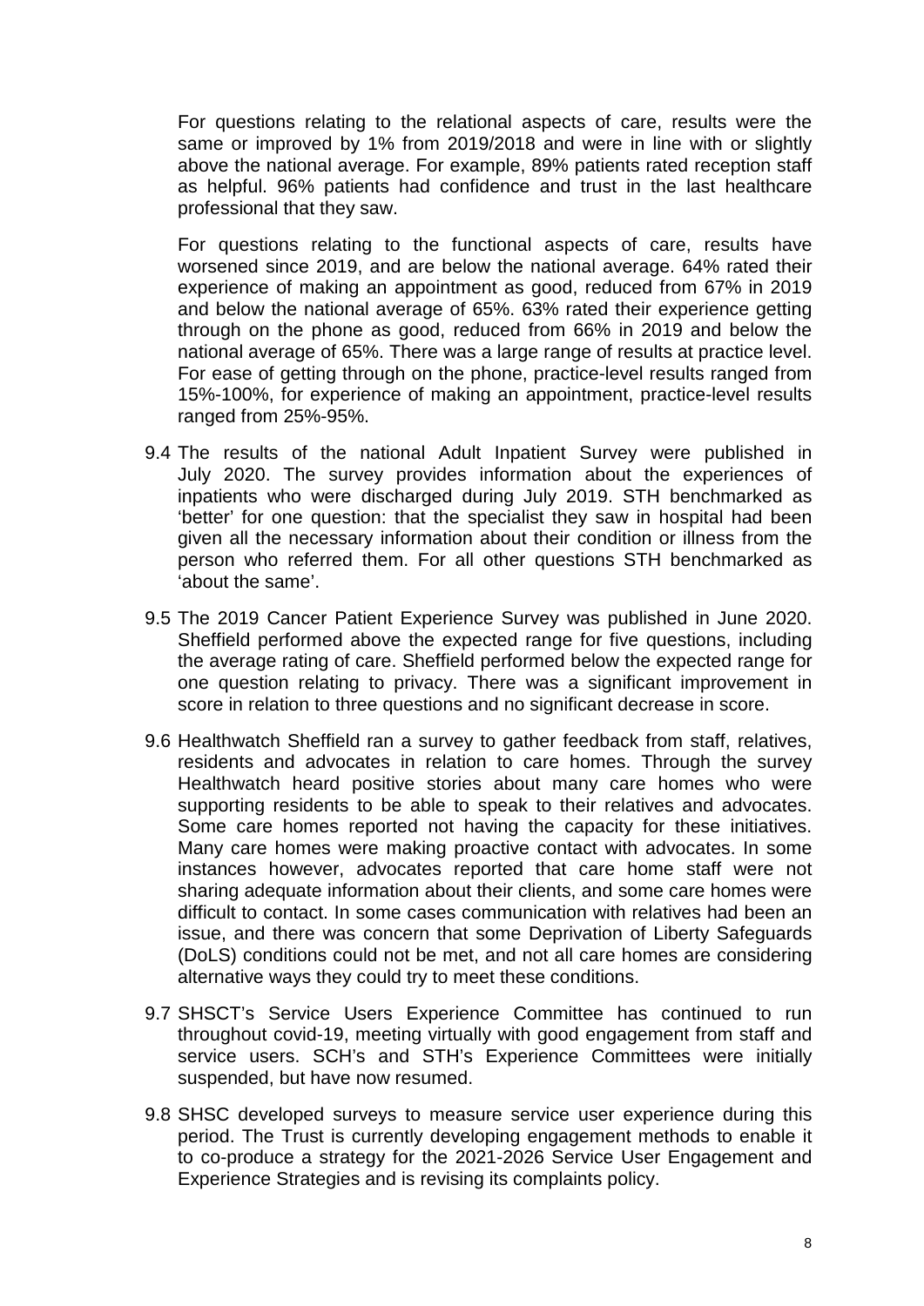For questions relating to the relational aspects of care, results were the same or improved by 1% from 2019/2018 and were in line with or slightly above the national average. For example, 89% patients rated reception staff as helpful. 96% patients had confidence and trust in the last healthcare professional that they saw.

For questions relating to the functional aspects of care, results have worsened since 2019, and are below the national average. 64% rated their experience of making an appointment as good, reduced from 67% in 2019 and below the national average of 65%. 63% rated their experience getting through on the phone as good, reduced from 66% in 2019 and below the national average of 65%. There was a large range of results at practice level. For ease of getting through on the phone, practice-level results ranged from 15%-100%, for experience of making an appointment, practice-level results ranged from 25%-95%.

9.4 The results of the national Adult Inpatient Survey were published in July 2020. The survey provides information about the experiences of inpatients who were discharged during July 2019. STH benchmarked as 'better' for one question: that the specialist they saw in hospital had been given all the necessary information about their condition or illness from the person who referred them. For all other questions STH benchmarked as 'about the same'.

9.5 The 2019 Cancer Patient Experience Survey was published in June 2020. Sheffield performed above the expected range for five questions, including the average rating of care. Sheffield performed below the expected range for one question relating to privacy. There was a significant improvement in score in relation to three questions and no significant decrease in score.

9.6 Healthwatch Sheffield ran a survey to gather feedback from staff, relatives, residents and advocates in relation to care homes. Through the survey Healthwatch heard positive stories about many care homes who were supporting residents to be able to speak to their relatives and advocates. Some care homes reported not having the capacity for these initiatives. Many care homes were making proactive contact with advocates. In some instances however, advocates reported that care home staff were not sharing adequate information about their clients, and some care homes were difficult to contact. In some cases communication with relatives had been an issue, and there was concern that some Deprivation of Liberty Safeguards (DoLS) conditions could not be met, and not all care homes are considering alternative ways they could try to meet these conditions.

9.7 SHSCT's Service Users Experience Committee has continued to run throughout covid-19, meeting virtually with good engagement from staff and service users. SCH's and STH's Experience Committees were initially suspended, but have now resumed.

9.8 SHSC developed surveys to measure service user experience during this period. The Trust is currently developing engagement methods to enable it to co-produce a strategy for the 2021-2026 Service User Engagement and Experience Strategies and is revising its complaints policy.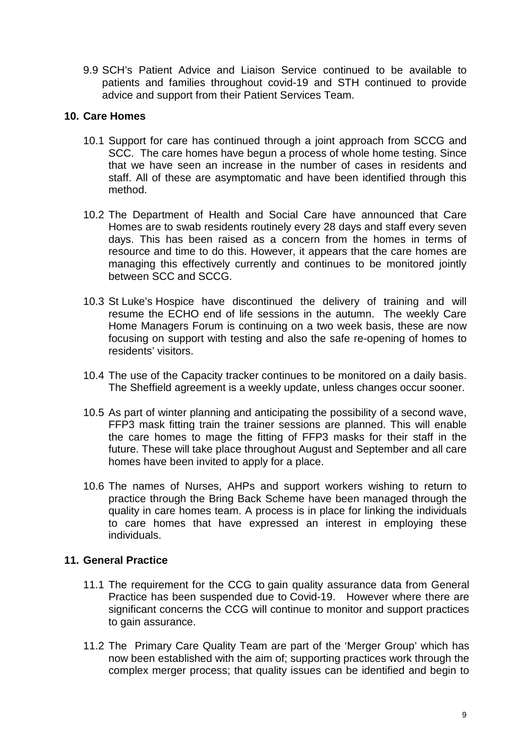9.9 SCH's Patient Advice and Liaison Service continued to be available to patients and families throughout covid-19 and STH continued to provide advice and support from their Patient Services Team.

## 10. Care Homes

10.1 Support for care has continued through a joint approach from SCCG and SCC. The care homes have begun a process of whole home testing. Since that we have seen an increase in the number of cases in residents and staff. All of these are asymptomatic and have been identified through this method.

10.2 The Department of Health and Social Care have announced that Care Homes are to swab residents routinely every 28 days and staff every seven days. This has been raised as a concern from the homes in terms of resource and time to do this. However, it appears that the care homes are managing this effectively currently and continues to be monitored jointly between SCC and SCCG.

10.3 St Luke's Hospice have discontinued the delivery of training and will resume the ECHO end of life sessions in the autumn. The weekly Care Home Managers Forum is continuing on a two week basis, these are now focusing on support with testing and also the safe re-opening of homes to residents' visitors.

10.4 The use of the Capacity tracker continues to be monitored on a daily basis. The Sheffield agreement is a weekly update, unless changes occur sooner.

10.5 As part of winter planning and anticipating the possibility of a second wave, FFP3 mask fitting train the trainer sessions are planned. This will enable the care homes to mage the fitting of FFP3 masks for their staff in the future. These will take place throughout August and September and all care homes have been invited to apply for a place.

10.6 The names of Nurses, AHPs and support workers wishing to return to practice through the Bring Back Scheme have been managed through the quality in care homes team. A process is in place for linking the individuals to care homes that have expressed an interest in employing these individuals.

## 11. General Practice

11.1 The requirement for the CCG to gain quality assurance data from General Practice has been suspended due to Covid-19. However where there are significant concerns the CCG will continue to monitor and support practices to gain assurance.

11.2 The Primary Care Quality Team are part of the 'Merger Group' which has now been established with the aim of; supporting practices work through the complex merger process; that quality issues can be identified and begin to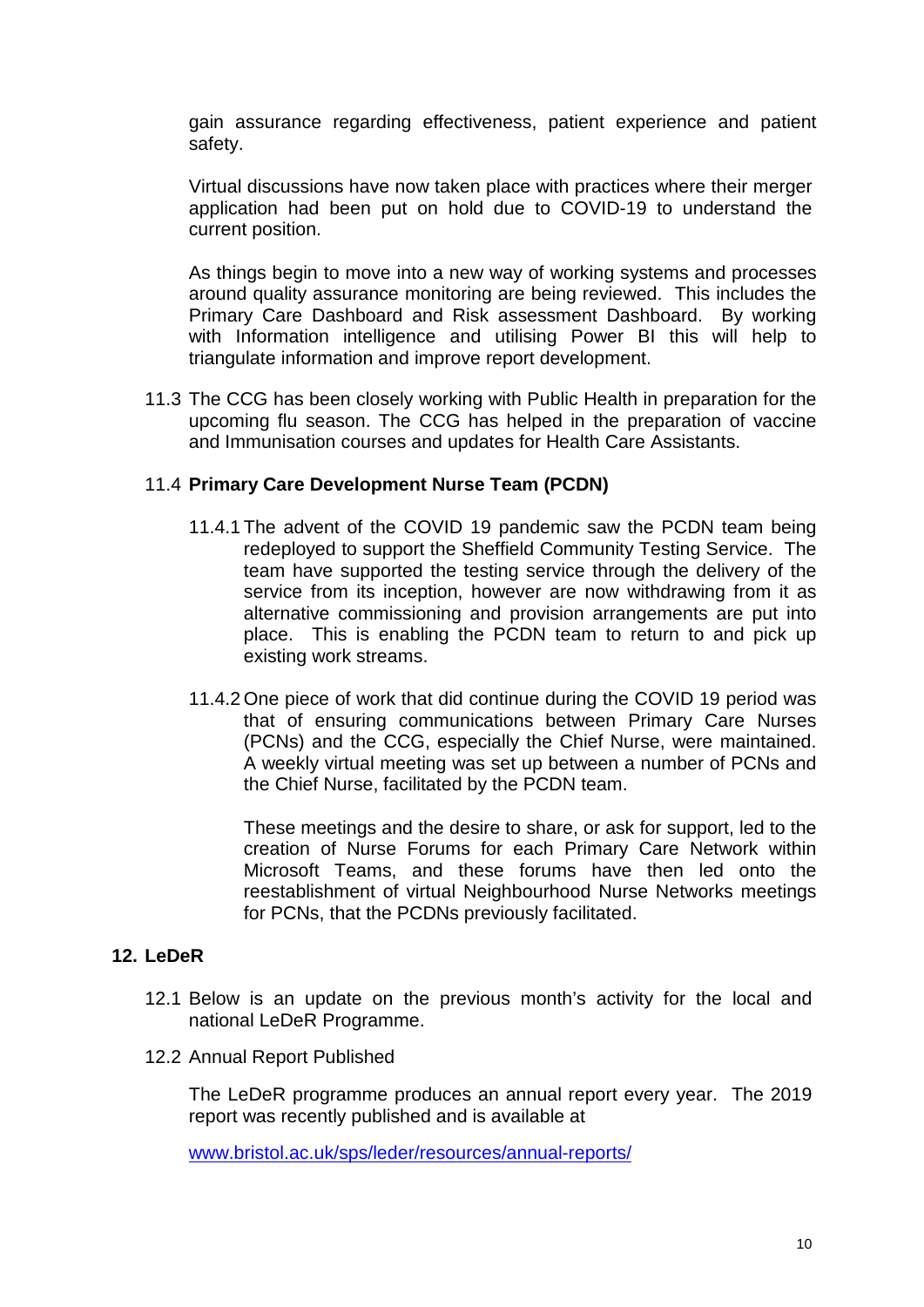gain assurance regarding effectiveness, patient experience and patient safety.

Virtual discussions have now taken place with practices where their merger application had been put on hold due to COVID-19 to understand the current position.

As things begin to move into a new way of working systems and processes around quality assurance monitoring are being reviewed. This includes the Primary Care Dashboard and Risk assessment Dashboard. By working with Information intelligence and utilising Power BI this will help to triangulate information and improve report development.

11.3 The CCG has been closely working with Public Health in preparation for the upcoming flu season. The CCG has helped in the preparation of vaccine and Immunisation courses and updates for Health Care Assistants.

11.4 **Primary Care Development Nurse Team (PCDN)**

11.4.1 The advent of the COVID 19 pandemic saw the PCDN team being redeployed to support the Sheffield Community Testing Service. The team have supported the testing service through the delivery of the service from its inception, however are now withdrawing from it as alternative commissioning and provision arrangements are put into place. This is enabling the PCDN team to return to and pick up existing work streams.

11.4.2 One piece of work that did continue during the COVID 19 period was that of ensuring communications between Primary Care Nurses (PCNs) and the CCG, especially the Chief Nurse, were maintained. A weekly virtual meeting was set up between a number of PCNs and the Chief Nurse, facilitated by the PCDN team.

These meetings and the desire to share, or ask for support, led to the creation of Nurse Forums for each Primary Care Network within Microsoft Teams, and these forums have then led onto the reestablishment of virtual Neighbourhood Nurse Networks meetings for PCNs, that the PCDNs previously facilitated.

## 12. LeDeR

12.1 Below is an update on the previous month's activity for the local and national LeDeR Programme.

12.2 Annual Report Published

The LeDeR programme produces an annual report every year. The 2019 report was recently published and is available at

www.bristol.ac.uk/sps/leder/resources/annual-reports/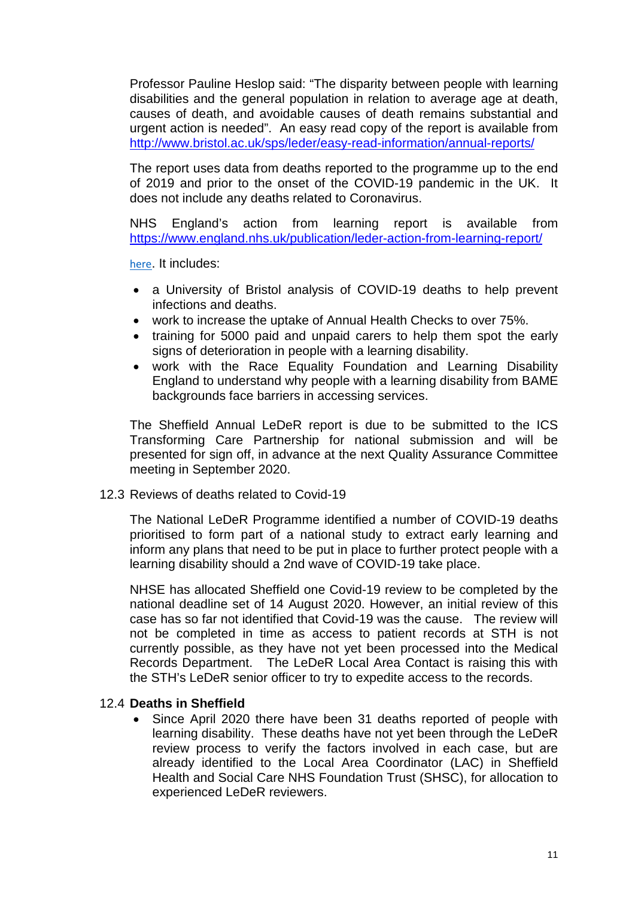Professor Pauline Heslop said: “The disparity between people with learning disabilities and the general population in relation to average age at death, causes of death, and avoidable causes of death remains substantial and urgent action is needed”. An easy read copy of the report is available from http://www.bristol.ac.uk/sps/leder/easy-read-information/annual-reports/

The report uses data from deaths reported to the programme up to the end of 2019 and prior to the onset of the COVID-19 pandemic in the UK. It does not include any deaths related to Coronavirus.

NHS England’s action from learning report is available from https://www.england.nhs.uk/publication/leder-action-from-learning-report/

here. It includes:

- a University of Bristol analysis of COVID-19 deaths to help prevent infections and deaths.
- work to increase the uptake of Annual Health Checks to over 75%.
- training for 5000 paid and unpaid carers to help them spot the early signs of deterioration in people with a learning disability.
- work with the Race Equality Foundation and Learning Disability England to understand why people with a learning disability from BAME backgrounds face barriers in accessing services.

The Sheffield Annual LeDeR report is due to be submitted to the ICS Transforming Care Partnership for national submission and will be presented for sign off, in advance at the next Quality Assurance Committee meeting in September 2020.

12.3 Reviews of deaths related to Covid-19

The National LeDeR Programme identified a number of COVID-19 deaths prioritised to form part of a national study to extract early learning and inform any plans that need to be put in place to further protect people with a learning disability should a 2nd wave of COVID-19 take place.

NHSE has allocated Sheffield one Covid-19 review to be completed by the national deadline set of 14 August 2020. However, an initial review of this case has so far not identified that Covid-19 was the cause. The review will not be completed in time as access to patient records at STH is not currently possible, as they have not yet been processed into the Medical Records Department. The LeDeR Local Area Contact is raising this with the STH’s LeDeR senior officer to try to expedite access to the records.

12.4 **Deaths in Sheffield**

- Since April 2020 there have been 31 deaths reported of people with learning disability. These deaths have not yet been through the LeDeR review process to verify the factors involved in each case, but are already identified to the Local Area Coordinator (LAC) in Sheffield Health and Social Care NHS Foundation Trust (SHSC), for allocation to experienced LeDeR reviewers.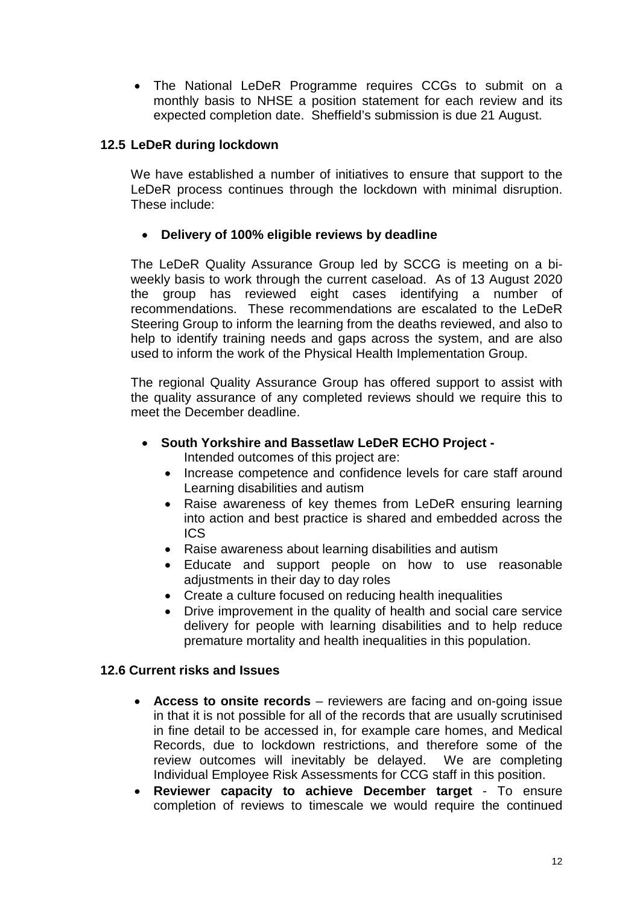- The National LeDeR Programme requires CCGs to submit on a monthly basis to NHSE a position statement for each review and its expected completion date. Sheffield's submission is due 21 August.

### 12.5 LeDeR during lockdown

We have established a number of initiatives to ensure that support to the LeDeR process continues through the lockdown with minimal disruption. These include:

- **Delivery of 100% eligible reviews by deadline**

The LeDeR Quality Assurance Group led by SCCG is meeting on a bi-weekly basis to work through the current caseload. As of 13 August 2020 the group has reviewed eight cases identifying a number of recommendations. These recommendations are escalated to the LeDeR Steering Group to inform the learning from the deaths reviewed, and also to help to identify training needs and gaps across the system, and are also used to inform the work of the Physical Health Implementation Group.

The regional Quality Assurance Group has offered support to assist with the quality assurance of any completed reviews should we require this to meet the December deadline.

- **South Yorkshire and Bassetlaw LeDeR ECHO Project -**
  Intended outcomes of this project are:
  - Increase competence and confidence levels for care staff around Learning disabilities and autism
  - Raise awareness of key themes from LeDeR ensuring learning into action and best practice is shared and embedded across the ICS
  - Raise awareness about learning disabilities and autism
  - Educate and support people on how to use reasonable adjustments in their day to day roles
  - Create a culture focused on reducing health inequalities
  - Drive improvement in the quality of health and social care service delivery for people with learning disabilities and to help reduce premature mortality and health inequalities in this population.

### 12.6 Current risks and Issues

- **Access to onsite records** – reviewers are facing and on-going issue in that it is not possible for all of the records that are usually scrutinised in fine detail to be accessed in, for example care homes, and Medical Records, due to lockdown restrictions, and therefore some of the review outcomes will inevitably be delayed. We are completing Individual Employee Risk Assessments for CCG staff in this position.
- **Reviewer capacity to achieve December target** - To ensure completion of reviews to timescale we would require the continued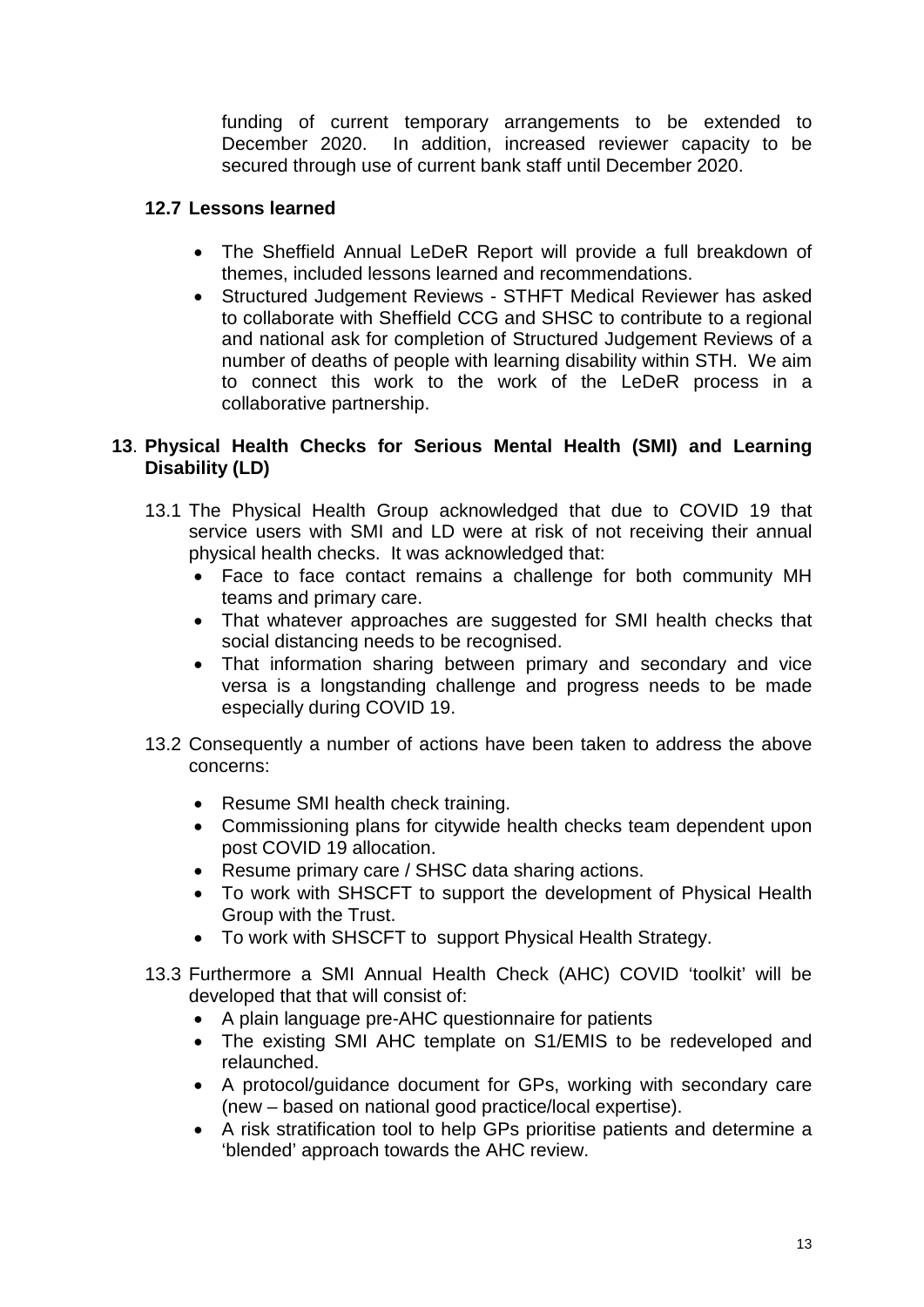funding of current temporary arrangements to be extended to December 2020. In addition, increased reviewer capacity to be secured through use of current bank staff until December 2020.

### 12.7 Lessons learned

- The Sheffield Annual LeDeR Report will provide a full breakdown of themes, included lessons learned and recommendations.
- Structured Judgement Reviews - STHFT Medical Reviewer has asked to collaborate with Sheffield CCG and SHSC to contribute to a regional and national ask for completion of Structured Judgement Reviews of a number of deaths of people with learning disability within STH. We aim to connect this work to the work of the LeDeR process in a collaborative partnership.

## 13. Physical Health Checks for Serious Mental Health (SMI) and Learning Disability (LD)

13.1 The Physical Health Group acknowledged that due to COVID 19 that service users with SMI and LD were at risk of not receiving their annual physical health checks. It was acknowledged that:

- Face to face contact remains a challenge for both community MH teams and primary care.
- That whatever approaches are suggested for SMI health checks that social distancing needs to be recognised.
- That information sharing between primary and secondary and vice versa is a longstanding challenge and progress needs to be made especially during COVID 19.

13.2 Consequently a number of actions have been taken to address the above concerns:

- Resume SMI health check training.
- Commissioning plans for citywide health checks team dependent upon post COVID 19 allocation.
- Resume primary care / SHSC data sharing actions.
- To work with SHSCFT to support the development of Physical Health Group with the Trust.
- To work with SHSCFT to support Physical Health Strategy.

13.3 Furthermore a SMI Annual Health Check (AHC) COVID 'toolkit' will be developed that that will consist of:

- A plain language pre-AHC questionnaire for patients
- The existing SMI AHC template on S1/EMIS to be redeveloped and relaunched.
- A protocol/guidance document for GPs, working with secondary care (new – based on national good practice/local expertise).
- A risk stratification tool to help GPs prioritise patients and determine a 'blended' approach towards the AHC review.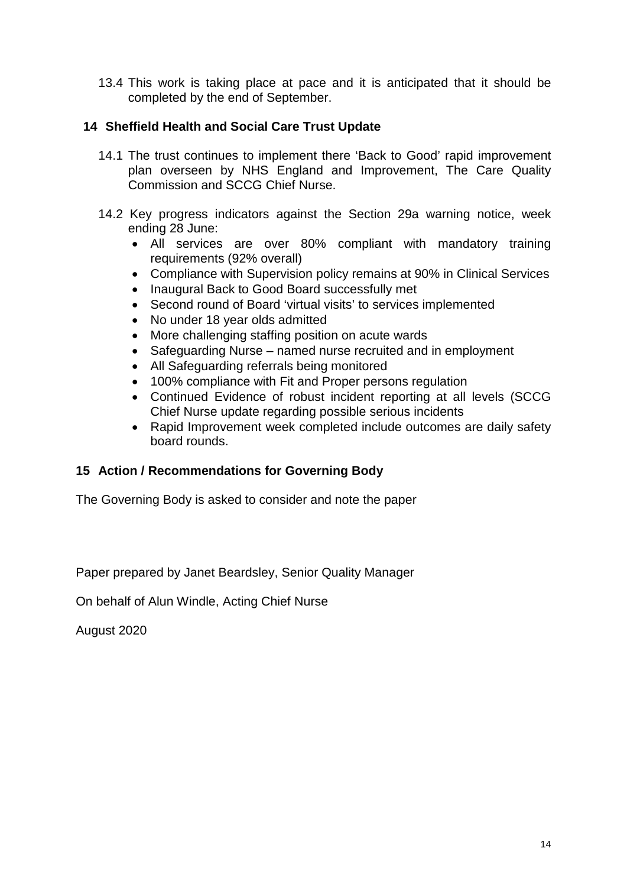13.4 This work is taking place at pace and it is anticipated that it should be completed by the end of September.

## 14 Sheffield Health and Social Care Trust Update

14.1 The trust continues to implement there 'Back to Good' rapid improvement plan overseen by NHS England and Improvement, The Care Quality Commission and SCCG Chief Nurse.

14.2 Key progress indicators against the Section 29a warning notice, week ending 28 June:

- All services are over 80% compliant with mandatory training requirements (92% overall)
- Compliance with Supervision policy remains at 90% in Clinical Services
- Inaugural Back to Good Board successfully met
- Second round of Board 'virtual visits' to services implemented
- No under 18 year olds admitted
- More challenging staffing position on acute wards
- Safeguarding Nurse – named nurse recruited and in employment
- All Safeguarding referrals being monitored
- 100% compliance with Fit and Proper persons regulation
- Continued Evidence of robust incident reporting at all levels (SCCG Chief Nurse update regarding possible serious incidents
- Rapid Improvement week completed include outcomes are daily safety board rounds.

## 15 Action / Recommendations for Governing Body

The Governing Body is asked to consider and note the paper

Paper prepared by Janet Beardsley, Senior Quality Manager

On behalf of Alun Windle, Acting Chief Nurse

August 2020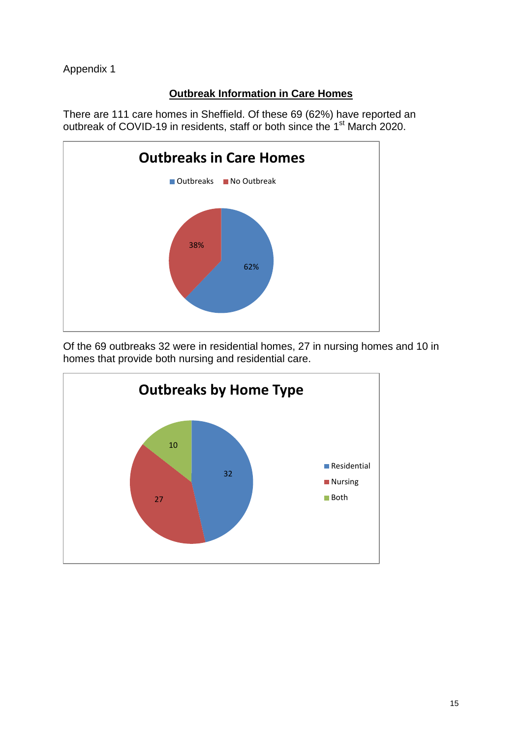Appendix 1

## Outbreak Information in Care Homes

There are 111 care homes in Sheffield. Of these 69 (62%) have reported an outbreak of COVID-19 in residents, staff or both since the 1st March 2020.

**Outbreaks in Care Homes**

- Outbreaks: 62%
- No Outbreak: 38%

Of the 69 outbreaks 32 were in residential homes, 27 in nursing homes and 10 in homes that provide both nursing and residential care.

**Outbreaks by Home Type**

- Residential: 32
- Nursing: 27
- Both: 10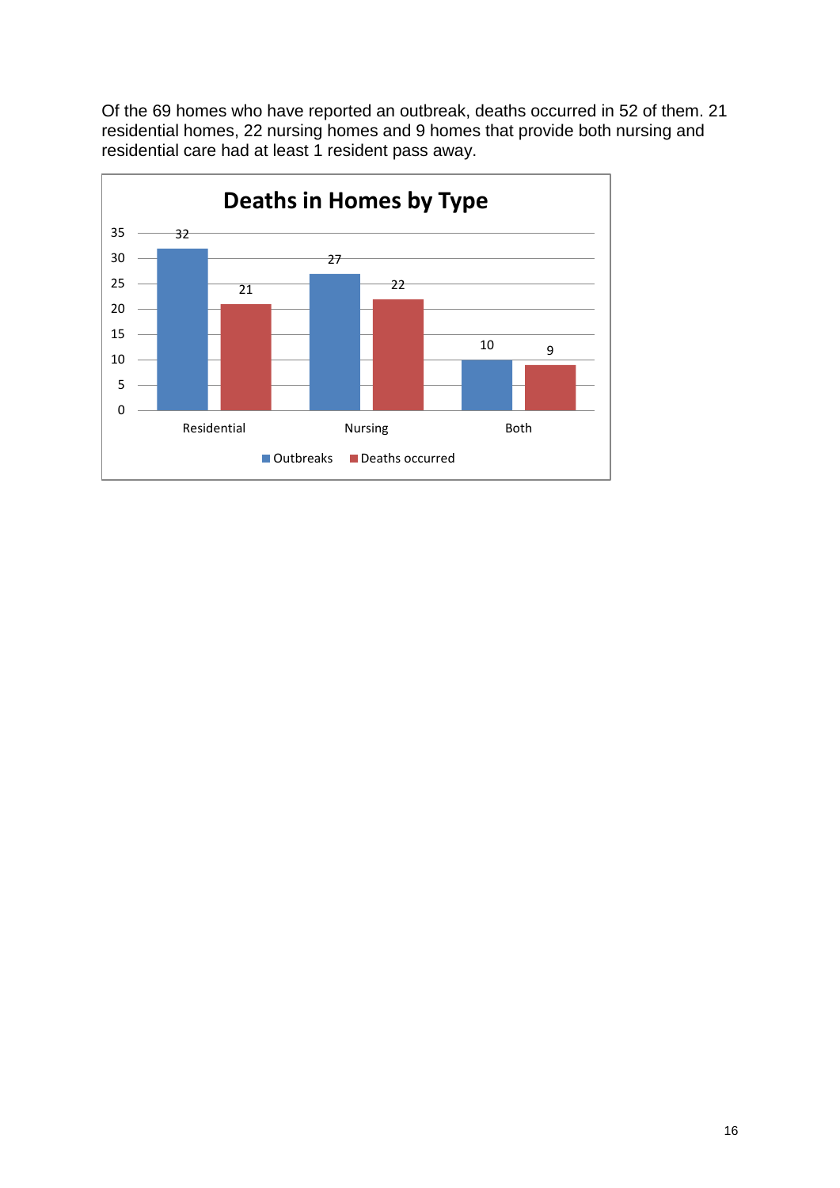Of the 69 homes who have reported an outbreak, deaths occurred in 52 of them. 21 residential homes, 22 nursing homes and 9 homes that provide both nursing and residential care had at least 1 resident pass away.

Deaths in Homes by Type

35
30
25
20
15
10
5
0

32
21
27
22
10
9

Residential
Nursing
Both

Outbreaks
Deaths occurred